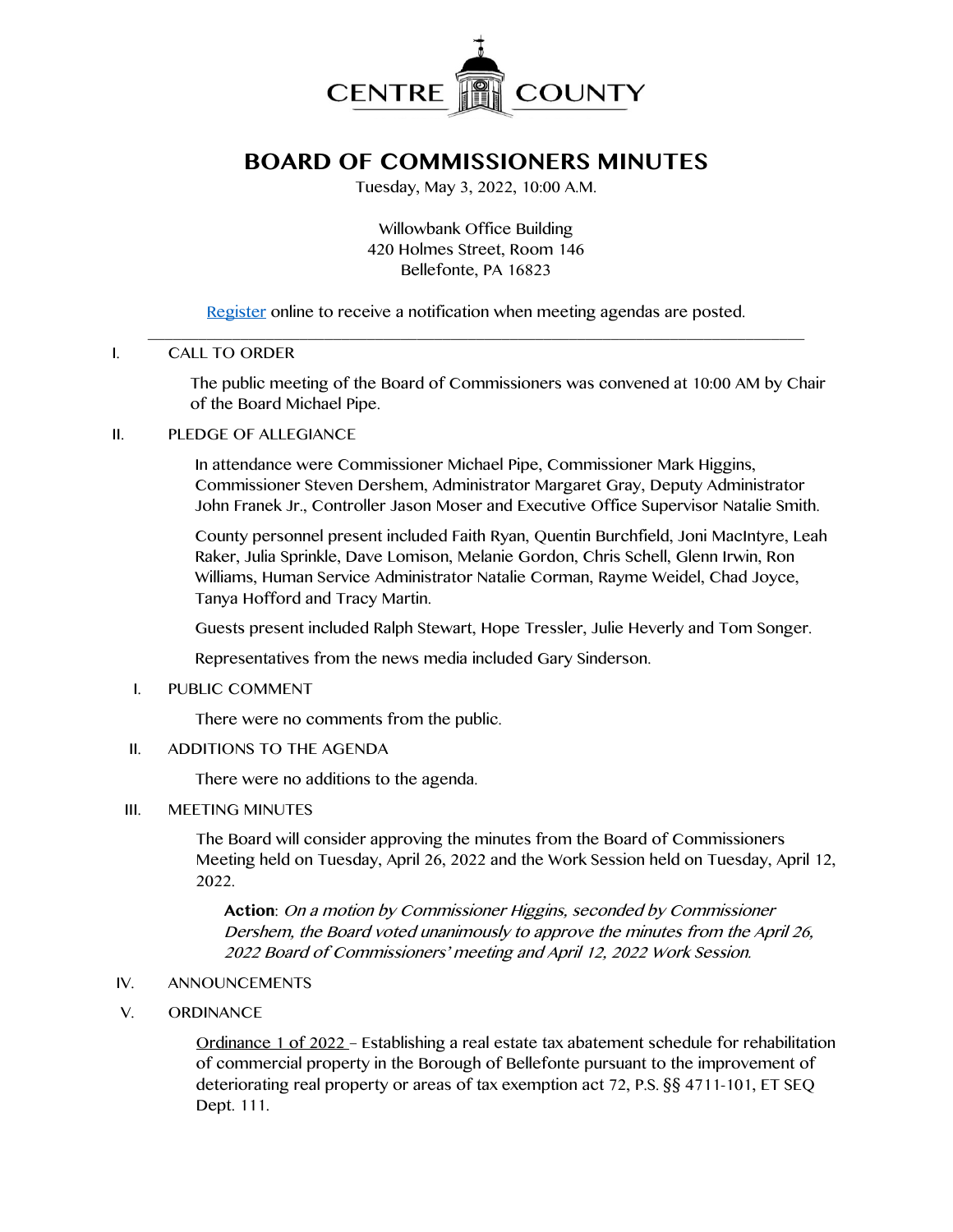CENTRE COUNTY

# BOARD OF COMMISSIONERS MINUTES

Tuesday, May 3, 2022, 10:00 A.M.

Willowbank Office Building
420 Holmes Street, Room 146
Bellefonte, PA 16823

Register online to receive a notification when meeting agendas are posted.

---

I. CALL TO ORDER

The public meeting of the Board of Commissioners was convened at 10:00 AM by Chair of the Board Michael Pipe.

II. PLEDGE OF ALLEGIANCE

In attendance were Commissioner Michael Pipe, Commissioner Mark Higgins, Commissioner Steven Dershem, Administrator Margaret Gray, Deputy Administrator John Franek Jr., Controller Jason Moser and Executive Office Supervisor Natalie Smith.

County personnel present included Faith Ryan, Quentin Burchfield, Joni MacIntyre, Leah Raker, Julia Sprinkle, Dave Lomison, Melanie Gordon, Chris Schell, Glenn Irwin, Ron Williams, Human Service Administrator Natalie Corman, Rayme Weidel, Chad Joyce, Tanya Hofford and Tracy Martin.

Guests present included Ralph Stewart, Hope Tressler, Julie Heverly and Tom Songer.

Representatives from the news media included Gary Sinderson.

I. PUBLIC COMMENT

There were no comments from the public.

II. ADDITIONS TO THE AGENDA

There were no additions to the agenda.

III. MEETING MINUTES

The Board will consider approving the minutes from the Board of Commissioners Meeting held on Tuesday, April 26, 2022 and the Work Session held on Tuesday, April 12, 2022.

> **Action**: *On a motion by Commissioner Higgins, seconded by Commissioner Dershem, the Board voted unanimously to approve the minutes from the April 26, 2022 Board of Commissioners' meeting and April 12, 2022 Work Session.*

IV. ANNOUNCEMENTS

V. ORDINANCE

Ordinance 1 of 2022 – Establishing a real estate tax abatement schedule for rehabilitation of commercial property in the Borough of Bellefonte pursuant to the improvement of deteriorating real property or areas of tax exemption act 72, P.S. §§ 4711-101, ET SEQ Dept. 111.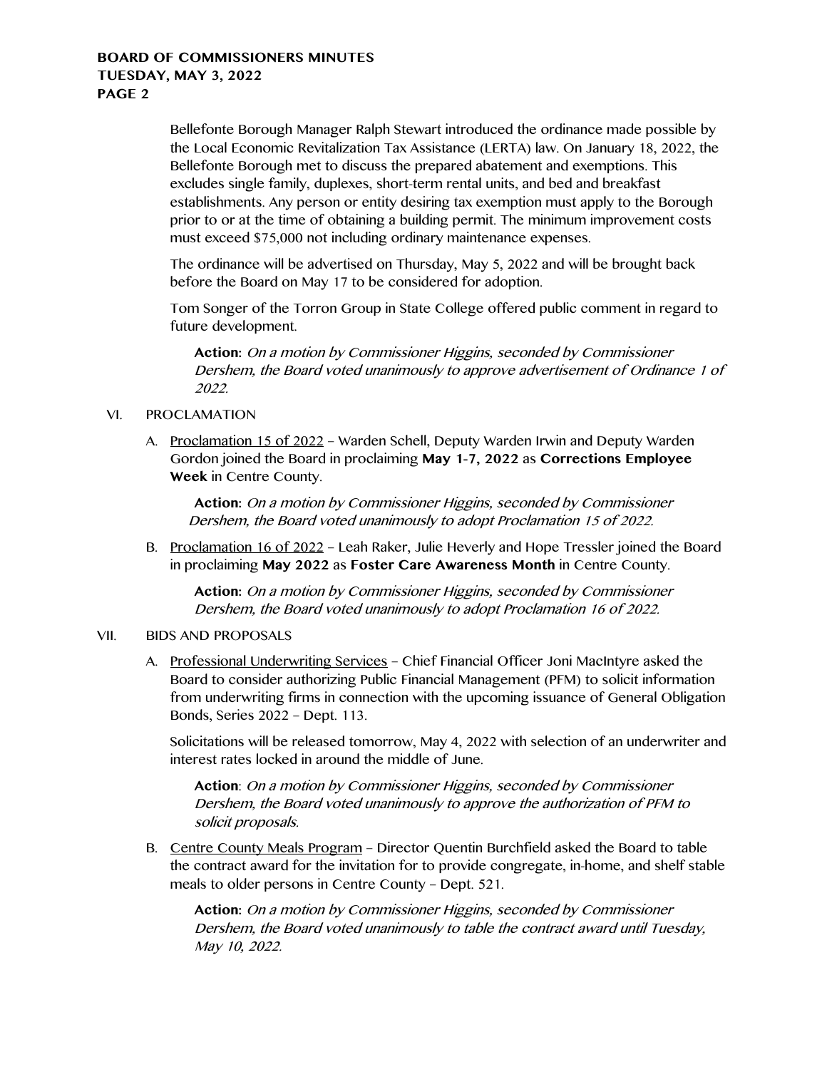Bellefonte Borough Manager Ralph Stewart introduced the ordinance made possible by the Local Economic Revitalization Tax Assistance (LERTA) law. On January 18, 2022, the Bellefonte Borough met to discuss the prepared abatement and exemptions. This excludes single family, duplexes, short-term rental units, and bed and breakfast establishments. Any person or entity desiring tax exemption must apply to the Borough prior to or at the time of obtaining a building permit. The minimum improvement costs must exceed $75,000 not including ordinary maintenance expenses.

The ordinance will be advertised on Thursday, May 5, 2022 and will be brought back before the Board on May 17 to be considered for adoption.

Tom Songer of the Torron Group in State College offered public comment in regard to future development.

> **Action:** *On a motion by Commissioner Higgins, seconded by Commissioner Dershem, the Board voted unanimously to approve advertisement of Ordinance 1 of 2022.*

VI. PROCLAMATION

A. Proclamation 15 of 2022 – Warden Schell, Deputy Warden Irwin and Deputy Warden Gordon joined the Board in proclaiming **May 1-7, 2022** as **Corrections Employee Week** in Centre County.

> **Action:** *On a motion by Commissioner Higgins, seconded by Commissioner Dershem, the Board voted unanimously to adopt Proclamation 15 of 2022.*

B. Proclamation 16 of 2022 – Leah Raker, Julie Heverly and Hope Tressler joined the Board in proclaiming **May 2022** as **Foster Care Awareness Month** in Centre County.

> **Action:** *On a motion by Commissioner Higgins, seconded by Commissioner Dershem, the Board voted unanimously to adopt Proclamation 16 of 2022.*

VII. BIDS AND PROPOSALS

A. Professional Underwriting Services – Chief Financial Officer Joni MacIntyre asked the Board to consider authorizing Public Financial Management (PFM) to solicit information from underwriting firms in connection with the upcoming issuance of General Obligation Bonds, Series 2022 – Dept. 113.

Solicitations will be released tomorrow, May 4, 2022 with selection of an underwriter and interest rates locked in around the middle of June.

> **Action**: *On a motion by Commissioner Higgins, seconded by Commissioner Dershem, the Board voted unanimously to approve the authorization of PFM to solicit proposals.*

B. Centre County Meals Program – Director Quentin Burchfield asked the Board to table the contract award for the invitation for to provide congregate, in-home, and shelf stable meals to older persons in Centre County – Dept. 521.

> **Action:** *On a motion by Commissioner Higgins, seconded by Commissioner Dershem, the Board voted unanimously to table the contract award until Tuesday, May 10, 2022.*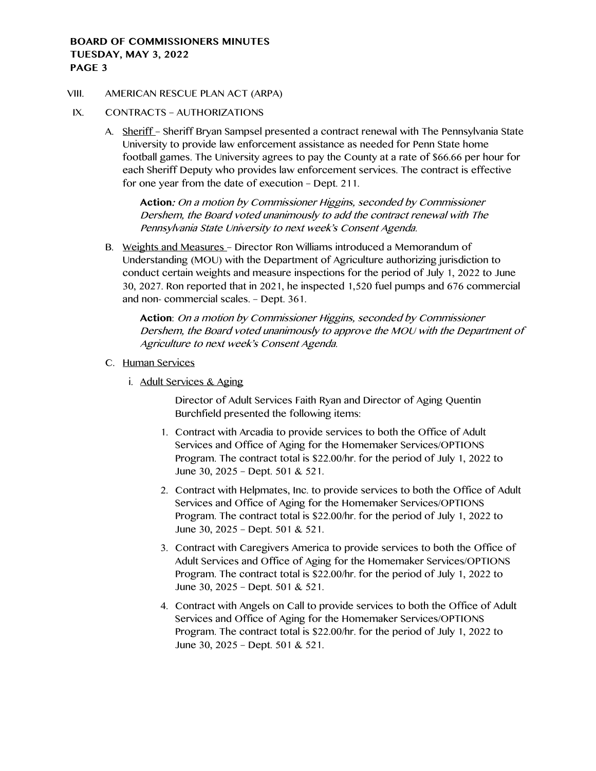VIII. AMERICAN RESCUE PLAN ACT (ARPA)

IX. CONTRACTS – AUTHORIZATIONS

A. Sheriff – Sheriff Bryan Sampsel presented a contract renewal with The Pennsylvania State University to provide law enforcement assistance as needed for Penn State home football games. The University agrees to pay the County at a rate of $66.66 per hour for each Sheriff Deputy who provides law enforcement services. The contract is effective for one year from the date of execution – Dept. 211.

**Action***: On a motion by Commissioner Higgins, seconded by Commissioner Dershem, the Board voted unanimously to add the contract renewal with The Pennsylvania State University to next week's Consent Agenda.*

B. Weights and Measures – Director Ron Williams introduced a Memorandum of Understanding (MOU) with the Department of Agriculture authorizing jurisdiction to conduct certain weights and measure inspections for the period of July 1, 2022 to June 30, 2027. Ron reported that in 2021, he inspected 1,520 fuel pumps and 676 commercial and non- commercial scales. – Dept. 361.

**Action**: *On a motion by Commissioner Higgins, seconded by Commissioner Dershem, the Board voted unanimously to approve the MOU with the Department of Agriculture to next week's Consent Agenda.*

C. Human Services

i. Adult Services & Aging

Director of Adult Services Faith Ryan and Director of Aging Quentin Burchfield presented the following items:

1. Contract with Arcadia to provide services to both the Office of Adult Services and Office of Aging for the Homemaker Services/OPTIONS Program. The contract total is $22.00/hr. for the period of July 1, 2022 to June 30, 2025 – Dept. 501 & 521.
2. Contract with Helpmates, Inc. to provide services to both the Office of Adult Services and Office of Aging for the Homemaker Services/OPTIONS Program. The contract total is $22.00/hr. for the period of July 1, 2022 to June 30, 2025 – Dept. 501 & 521.
3. Contract with Caregivers America to provide services to both the Office of Adult Services and Office of Aging for the Homemaker Services/OPTIONS Program. The contract total is $22.00/hr. for the period of July 1, 2022 to June 30, 2025 – Dept. 501 & 521.
4. Contract with Angels on Call to provide services to both the Office of Adult Services and Office of Aging for the Homemaker Services/OPTIONS Program. The contract total is $22.00/hr. for the period of July 1, 2022 to June 30, 2025 – Dept. 501 & 521.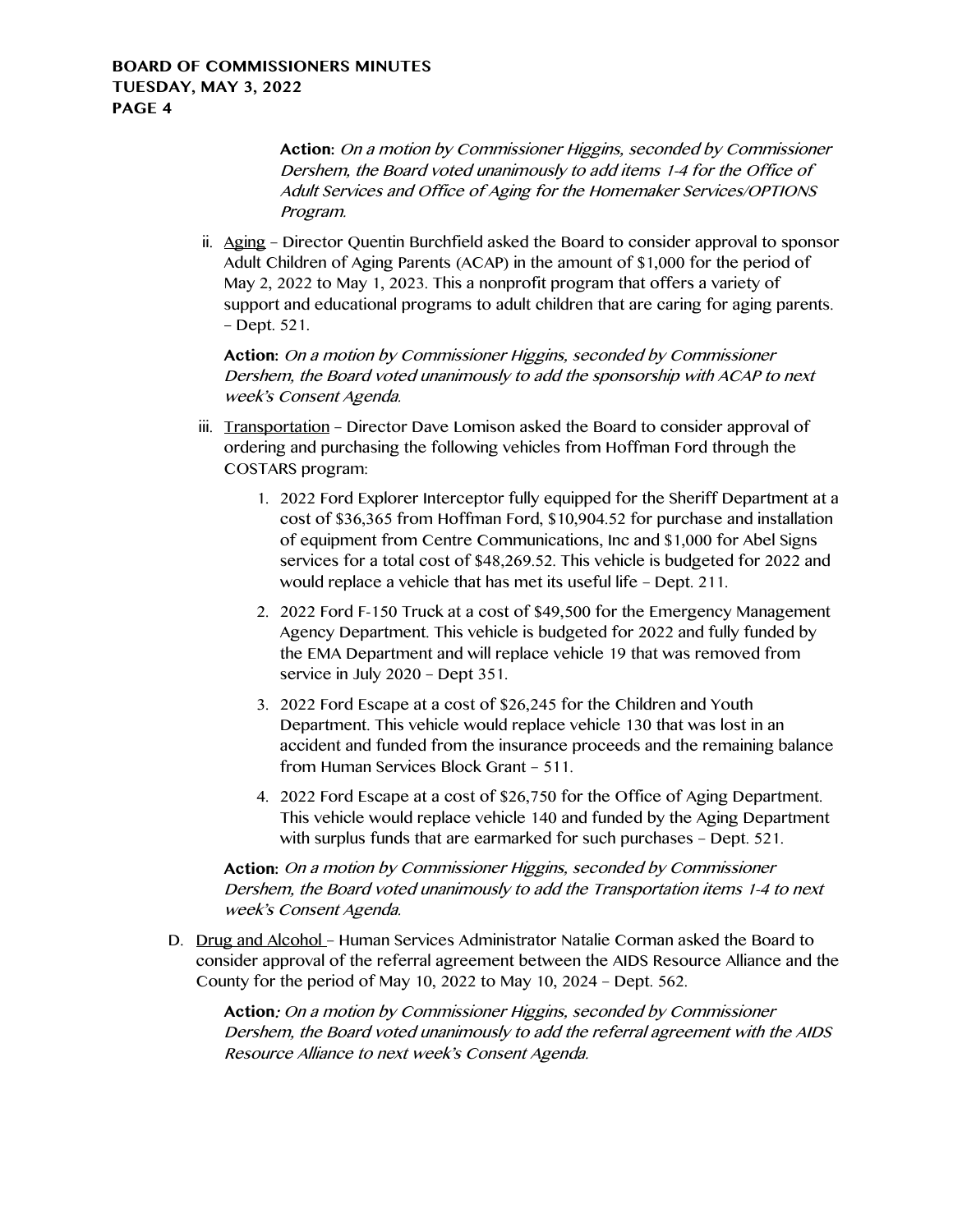**Action:** *On a motion by Commissioner Higgins, seconded by Commissioner Dershem, the Board voted unanimously to add items 1-4 for the Office of Adult Services and Office of Aging for the Homemaker Services/OPTIONS Program.*

ii. Aging – Director Quentin Burchfield asked the Board to consider approval to sponsor Adult Children of Aging Parents (ACAP) in the amount of $1,000 for the period of May 2, 2022 to May 1, 2023. This a nonprofit program that offers a variety of support and educational programs to adult children that are caring for aging parents. – Dept. 521.

**Action:** *On a motion by Commissioner Higgins, seconded by Commissioner Dershem, the Board voted unanimously to add the sponsorship with ACAP to next week's Consent Agenda.*

iii. Transportation – Director Dave Lomison asked the Board to consider approval of ordering and purchasing the following vehicles from Hoffman Ford through the COSTARS program:

1. 2022 Ford Explorer Interceptor fully equipped for the Sheriff Department at a cost of $36,365 from Hoffman Ford, $10,904.52 for purchase and installation of equipment from Centre Communications, Inc and $1,000 for Abel Signs services for a total cost of $48,269.52. This vehicle is budgeted for 2022 and would replace a vehicle that has met its useful life – Dept. 211.
2. 2022 Ford F-150 Truck at a cost of $49,500 for the Emergency Management Agency Department. This vehicle is budgeted for 2022 and fully funded by the EMA Department and will replace vehicle 19 that was removed from service in July 2020 – Dept 351.
3. 2022 Ford Escape at a cost of $26,245 for the Children and Youth Department. This vehicle would replace vehicle 130 that was lost in an accident and funded from the insurance proceeds and the remaining balance from Human Services Block Grant – 511.
4. 2022 Ford Escape at a cost of $26,750 for the Office of Aging Department. This vehicle would replace vehicle 140 and funded by the Aging Department with surplus funds that are earmarked for such purchases – Dept. 521.

**Action:** *On a motion by Commissioner Higgins, seconded by Commissioner Dershem, the Board voted unanimously to add the Transportation items 1-4 to next week's Consent Agenda.*

D. Drug and Alcohol – Human Services Administrator Natalie Corman asked the Board to consider approval of the referral agreement between the AIDS Resource Alliance and the County for the period of May 10, 2022 to May 10, 2024 – Dept. 562.

**Action***: On a motion by Commissioner Higgins, seconded by Commissioner Dershem, the Board voted unanimously to add the referral agreement with the AIDS Resource Alliance to next week's Consent Agenda.*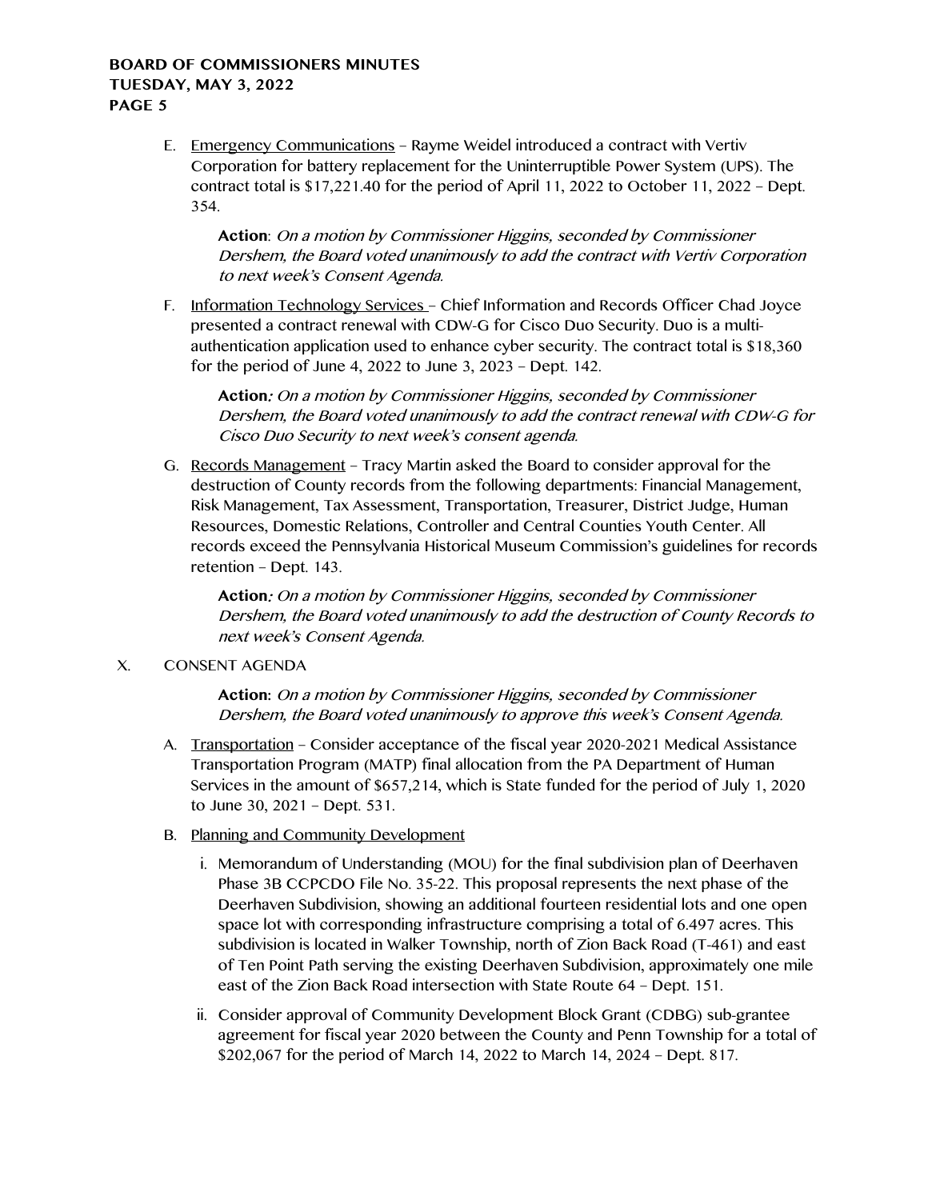E. Emergency Communications – Rayme Weidel introduced a contract with Vertiv Corporation for battery replacement for the Uninterruptible Power System (UPS). The contract total is $17,221.40 for the period of April 11, 2022 to October 11, 2022 – Dept. 354.

   **Action**: *On a motion by Commissioner Higgins, seconded by Commissioner Dershem, the Board voted unanimously to add the contract with Vertiv Corporation to next week's Consent Agenda.*

F. Information Technology Services – Chief Information and Records Officer Chad Joyce presented a contract renewal with CDW-G for Cisco Duo Security. Duo is a multi-authentication application used to enhance cyber security. The contract total is $18,360 for the period of June 4, 2022 to June 3, 2023 – Dept. 142.

   **Action**: *On a motion by Commissioner Higgins, seconded by Commissioner Dershem, the Board voted unanimously to add the contract renewal with CDW-G for Cisco Duo Security to next week's consent agenda.*

G. Records Management – Tracy Martin asked the Board to consider approval for the destruction of County records from the following departments: Financial Management, Risk Management, Tax Assessment, Transportation, Treasurer, District Judge, Human Resources, Domestic Relations, Controller and Central Counties Youth Center. All records exceed the Pennsylvania Historical Museum Commission's guidelines for records retention – Dept. 143.

   **Action**: *On a motion by Commissioner Higgins, seconded by Commissioner Dershem, the Board voted unanimously to add the destruction of County Records to next week's Consent Agenda.*

X. CONSENT AGENDA

   **Action**: *On a motion by Commissioner Higgins, seconded by Commissioner Dershem, the Board voted unanimously to approve this week's Consent Agenda.*

A. Transportation – Consider acceptance of the fiscal year 2020-2021 Medical Assistance Transportation Program (MATP) final allocation from the PA Department of Human Services in the amount of $657,214, which is State funded for the period of July 1, 2020 to June 30, 2021 – Dept. 531.

B. Planning and Community Development

   i. Memorandum of Understanding (MOU) for the final subdivision plan of Deerhaven Phase 3B CCPCDO File No. 35-22. This proposal represents the next phase of the Deerhaven Subdivision, showing an additional fourteen residential lots and one open space lot with corresponding infrastructure comprising a total of 6.497 acres. This subdivision is located in Walker Township, north of Zion Back Road (T-461) and east of Ten Point Path serving the existing Deerhaven Subdivision, approximately one mile east of the Zion Back Road intersection with State Route 64 – Dept. 151.

   ii. Consider approval of Community Development Block Grant (CDBG) sub-grantee agreement for fiscal year 2020 between the County and Penn Township for a total of $202,067 for the period of March 14, 2022 to March 14, 2024 – Dept. 817.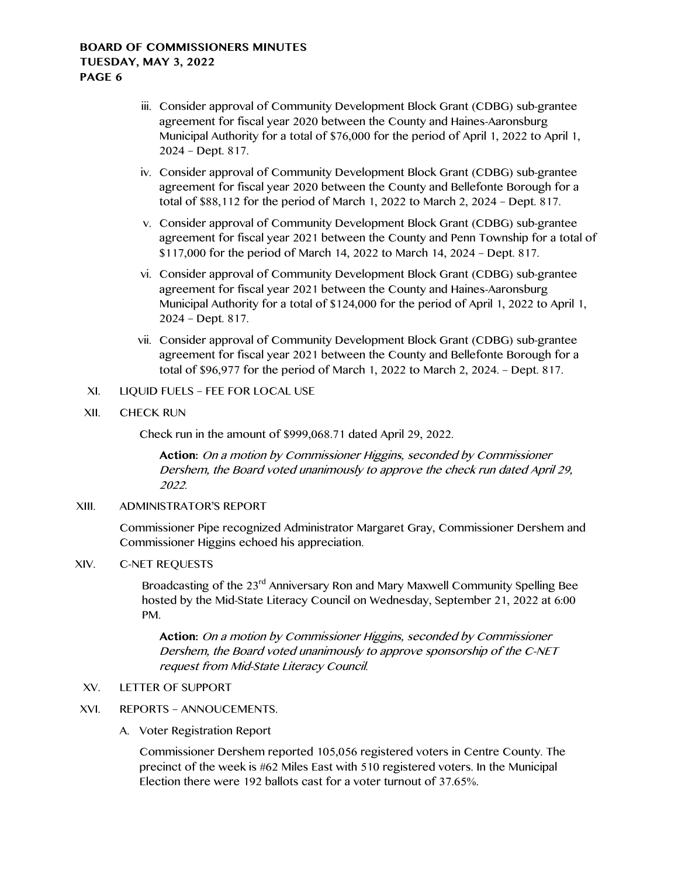iii. Consider approval of Community Development Block Grant (CDBG) sub-grantee agreement for fiscal year 2020 between the County and Haines-Aaronsburg Municipal Authority for a total of $76,000 for the period of April 1, 2022 to April 1, 2024 – Dept. 817.

iv. Consider approval of Community Development Block Grant (CDBG) sub-grantee agreement for fiscal year 2020 between the County and Bellefonte Borough for a total of $88,112 for the period of March 1, 2022 to March 2, 2024 – Dept. 817.

v. Consider approval of Community Development Block Grant (CDBG) sub-grantee agreement for fiscal year 2021 between the County and Penn Township for a total of $117,000 for the period of March 14, 2022 to March 14, 2024 – Dept. 817.

vi. Consider approval of Community Development Block Grant (CDBG) sub-grantee agreement for fiscal year 2021 between the County and Haines-Aaronsburg Municipal Authority for a total of $124,000 for the period of April 1, 2022 to April 1, 2024 – Dept. 817.

vii. Consider approval of Community Development Block Grant (CDBG) sub-grantee agreement for fiscal year 2021 between the County and Bellefonte Borough for a total of $96,977 for the period of March 1, 2022 to March 2, 2024. – Dept. 817.

XI. LIQUID FUELS – FEE FOR LOCAL USE

XII. CHECK RUN

Check run in the amount of $999,068.71 dated April 29, 2022.

**Action:** *On a motion by Commissioner Higgins, seconded by Commissioner Dershem, the Board voted unanimously to approve the check run dated April 29, 2022.*

XIII. ADMINISTRATOR'S REPORT

Commissioner Pipe recognized Administrator Margaret Gray, Commissioner Dershem and Commissioner Higgins echoed his appreciation.

XIV. C-NET REQUESTS

Broadcasting of the 23rd Anniversary Ron and Mary Maxwell Community Spelling Bee hosted by the Mid-State Literacy Council on Wednesday, September 21, 2022 at 6:00 PM.

**Action:** *On a motion by Commissioner Higgins, seconded by Commissioner Dershem, the Board voted unanimously to approve sponsorship of the C-NET request from Mid-State Literacy Council.*

XV. LETTER OF SUPPORT

XVI. REPORTS – ANNOUCEMENTS.

A. Voter Registration Report

Commissioner Dershem reported 105,056 registered voters in Centre County. The precinct of the week is #62 Miles East with 510 registered voters. In the Municipal Election there were 192 ballots cast for a voter turnout of 37.65%.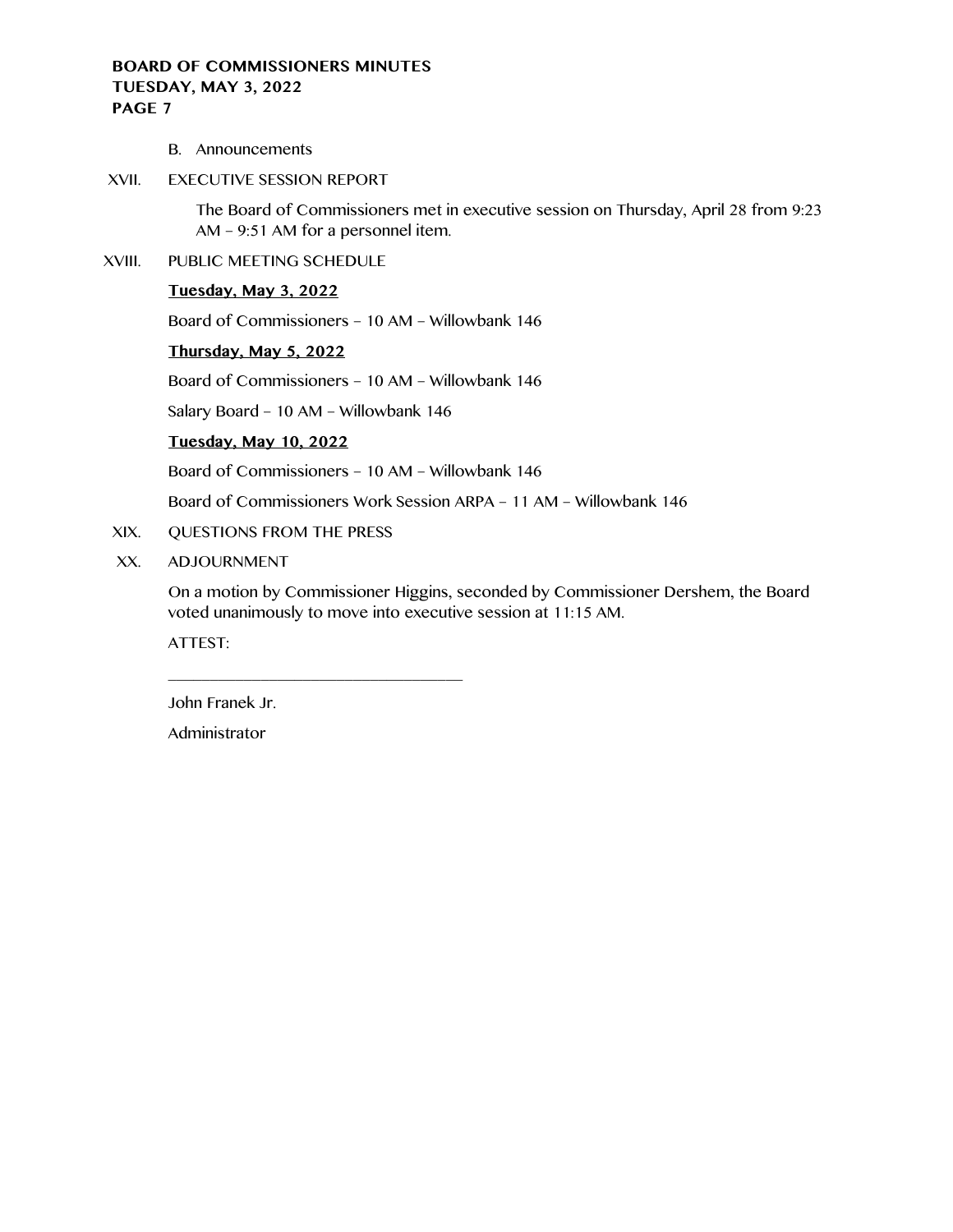B. Announcements

XVII. EXECUTIVE SESSION REPORT

The Board of Commissioners met in executive session on Thursday, April 28 from 9:23 AM – 9:51 AM for a personnel item.

XVIII. PUBLIC MEETING SCHEDULE

**Tuesday, May 3, 2022**

Board of Commissioners – 10 AM – Willowbank 146

**Thursday, May 5, 2022**

Board of Commissioners – 10 AM – Willowbank 146

Salary Board – 10 AM – Willowbank 146

**Tuesday, May 10, 2022**

Board of Commissioners – 10 AM – Willowbank 146

Board of Commissioners Work Session ARPA – 11 AM – Willowbank 146

XIX. QUESTIONS FROM THE PRESS

XX. ADJOURNMENT

On a motion by Commissioner Higgins, seconded by Commissioner Dershem, the Board voted unanimously to move into executive session at 11:15 AM.

ATTEST:

\_\_\_\_\_\_\_\_\_\_\_\_\_\_\_\_\_\_\_\_\_\_\_\_\_\_\_\_\_\_\_\_\_\_\_

John Franek Jr.

Administrator